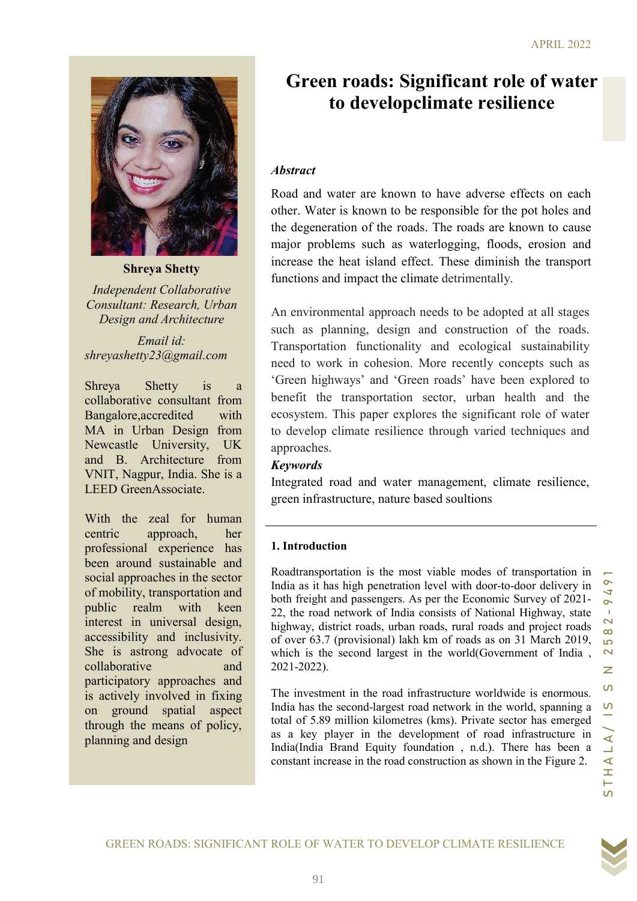# Green roads: Significant role of water to developclimate resilience

**Shreya Shetty**

*Independent Collaborative Consultant: Research, Urban Design and Architecture*

*Email id: shreyashetty23@gmail.com*

Shreya Shetty is a collaborative consultant from Bangalore,accredited with MA in Urban Design from Newcastle University, UK and B. Architecture from VNIT, Nagpur, India. She is a LEED GreenAssociate.

With the zeal for human centric approach, her professional experience has been around sustainable and social approaches in the sector of mobility, transportation and public realm with keen interest in universal design, accessibility and inclusivity. She is astrong advocate of collaborative and participatory approaches and is actively involved in fixing on ground spatial aspect through the means of policy, planning and design

### *Abstract*

Road and water are known to have adverse effects on each other. Water is known to be responsible for the pot holes and the degeneration of the roads. The roads are known to cause major problems such as waterlogging, floods, erosion and increase the heat island effect. These diminish the transport functions and impact the climate detrimentally.

An environmental approach needs to be adopted at all stages such as planning, design and construction of the roads. Transportation functionality and ecological sustainability need to work in cohesion. More recently concepts such as 'Green highways' and 'Green roads' have been explored to benefit the transportation sector, urban health and the ecosystem. This paper explores the significant role of water to develop climate resilience through varied techniques and approaches.

***Keywords***

Integrated road and water management, climate resilience, green infrastructure, nature based soultions

## 1. Introduction

Roadtransportation is the most viable modes of transportation in India as it has high penetration level with door-to-door delivery in both freight and passengers. As per the Economic Survey of 2021-22, the road network of India consists of National Highway, state highway, district roads, urban roads, rural roads and project roads of over 63.7 (provisional) lakh km of roads as on 31 March 2019, which is the second largest in the world(Government of India , 2021-2022).

The investment in the road infrastructure worldwide is enormous. India has the second-largest road network in the world, spanning a total of 5.89 million kilometres (kms). Private sector has emerged as a key player in the development of road infrastructure in India(India Brand Equity foundation , n.d.). There has been a constant increase in the road construction as shown in the Figure 2.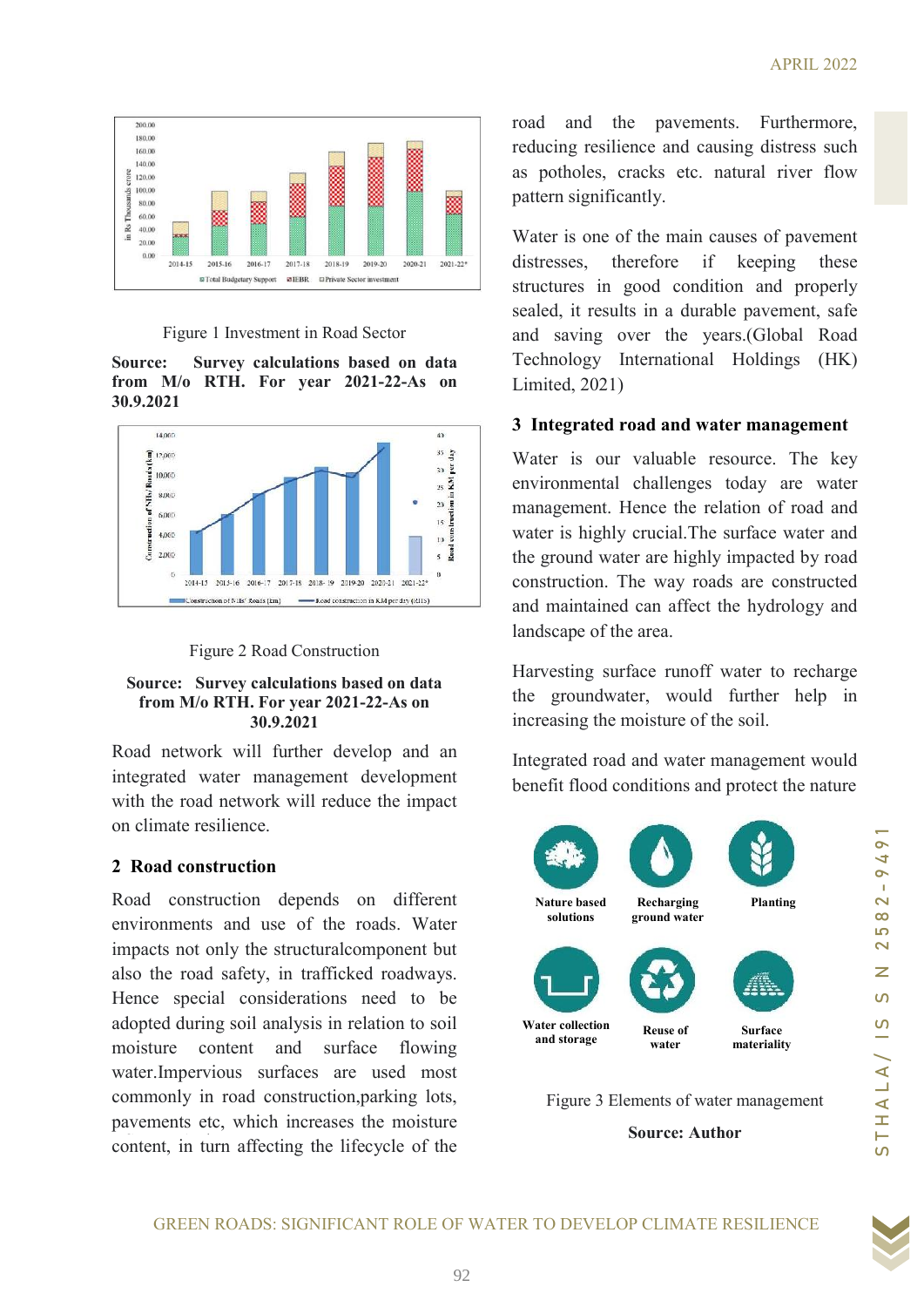Figure 1 Investment in Road Sector

**Source: Survey calculations based on data from M/o RTH. For year 2021-22-As on 30.9.2021**

Figure 2 Road Construction

**Source: Survey calculations based on data from M/o RTH. For year 2021-22-As on 30.9.2021**

Road network will further develop and an integrated water management development with the road network will reduce the impact on climate resilience.

## 2 Road construction

Road construction depends on different environments and use of the roads. Water impacts not only the structuralcomponent but also the road safety, in trafficked roadways. Hence special considerations need to be adopted during soil analysis in relation to soil moisture content and surface flowing water.Impervious surfaces are used most commonly in road construction,parking lots, pavements etc, which increases the moisture content, in turn affecting the lifecycle of the road and the pavements. Furthermore, reducing resilience and causing distress such as potholes, cracks etc. natural river flow pattern significantly.

Water is one of the main causes of pavement distresses, therefore if keeping these structures in good condition and properly sealed, it results in a durable pavement, safe and saving over the years.(Global Road Technology International Holdings (HK) Limited, 2021)

## 3 Integrated road and water management

Water is our valuable resource. The key environmental challenges today are water management. Hence the relation of road and water is highly crucial.The surface water and the ground water are highly impacted by road construction. The way roads are constructed and maintained can affect the hydrology and landscape of the area.

Harvesting surface runoff water to recharge the groundwater, would further help in increasing the moisture of the soil.

Integrated road and water management would benefit flood conditions and protect the nature

Figure 3 Elements of water management

**Source: Author**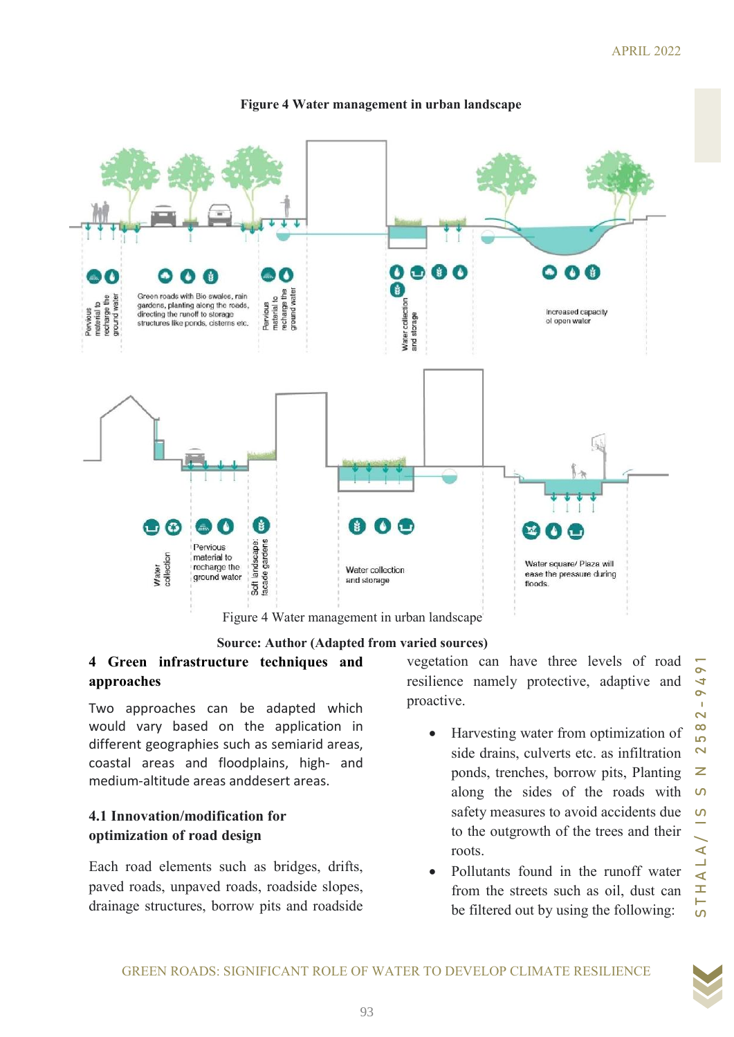**Figure 4 Water management in urban landscape**

Figure 4 Water management in urban landscape

**Source: Author (Adapted from varied sources)**

## 4 Green infrastructure techniques and approaches

Two approaches can be adapted which would vary based on the application in different geographies such as semiarid areas, coastal areas and floodplains, high- and medium-altitude areas anddesert areas.

### 4.1 Innovation/modification for optimization of road design

Each road elements such as bridges, drifts, paved roads, unpaved roads, roadside slopes, drainage structures, borrow pits and roadside vegetation can have three levels of road resilience namely protective, adaptive and proactive.

- Harvesting water from optimization of side drains, culverts etc. as infiltration ponds, trenches, borrow pits, Planting along the sides of the roads with safety measures to avoid accidents due to the outgrowth of the trees and their roots.
- Pollutants found in the runoff water from the streets such as oil, dust can be filtered out by using the following: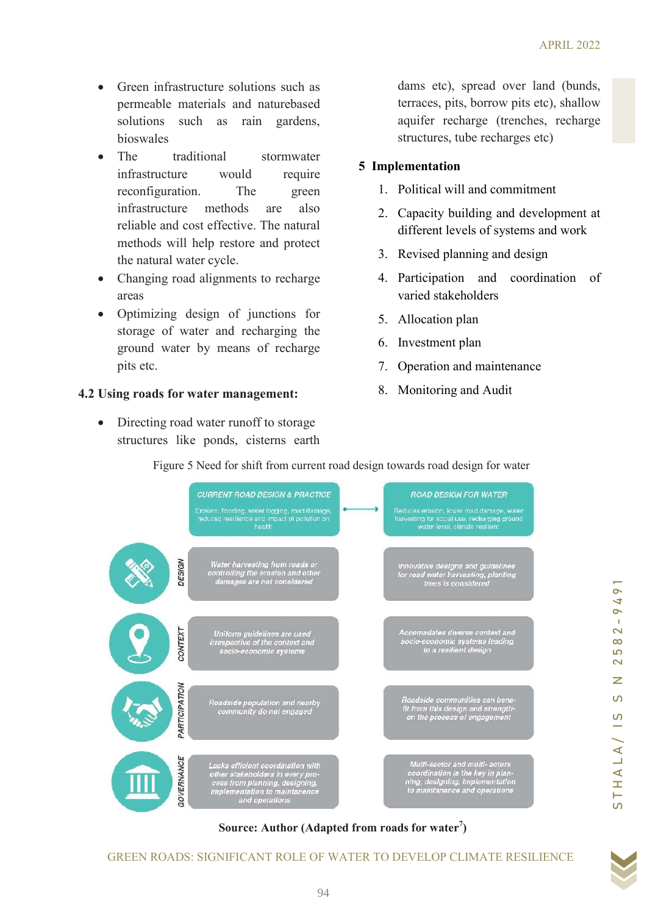- Green infrastructure solutions such as permeable materials and naturebased solutions such as rain gardens, bioswales
- The traditional stormwater infrastructure would require reconfiguration. The green infrastructure methods are also reliable and cost effective. The natural methods will help restore and protect the natural water cycle.
- Changing road alignments to recharge areas
- Optimizing design of junctions for storage of water and recharging the ground water by means of recharge pits etc.

## 4.2 Using roads for water management:

- Directing road water runoff to storage structures like ponds, cisterns earth dams etc), spread over land (bunds, terraces, pits, borrow pits etc), shallow aquifer recharge (trenches, recharge structures, tube recharges etc)

## 5 Implementation

1. Political will and commitment
2. Capacity building and development at different levels of systems and work
3. Revised planning and design
4. Participation and coordination of varied stakeholders
5. Allocation plan
6. Investment plan
7. Operation and maintenance
8. Monitoring and Audit

Figure 5 Need for shift from current road design towards road design for water

| | CURRENT ROAD DESIGN & PRACTICE<br>Erosion, flooding, water logging, road damage, reduced resilience and impact of pollution on health | ROAD DESIGN FOR WATER<br>Reduces erosion, lower road damage, water harvesting for social use, recharging ground water level, climate resilient |
|---|---|---|
| DESIGN | Water harvesting from roads or controlling the erosion and other damages are not considered | Innovative designs and guidelines for road water harvesting, planting trees is considered |
| CONTEXT | Uniform guidelines are used irrespective of the context and socio-economic systems | Accomodates diverse context and socio-economic systems leading to a resilient design |
| PARTICIPATION | Roadside population and nearby community do not engaged | Roadside communities can benefit from this design and strength on the process of engagement |
| GOVERNANCE | Lacks efficient coordination with other stakeholders in every process from planning, designing, implementation to maintenance and operations | Multi-sector and multi- actors coordination is the key in planning, designing, implementation to maintanence and operations |

**Source: Author (Adapted from roads for water[7])**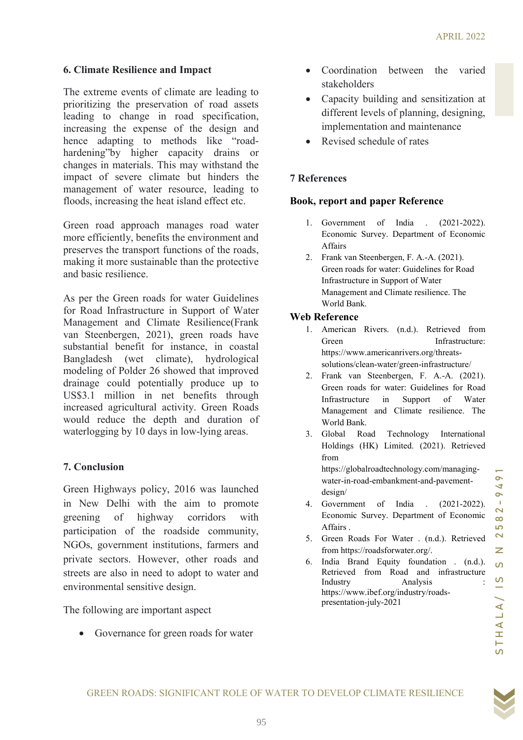## 6. Climate Resilience and Impact

The extreme events of climate are leading to prioritizing the preservation of road assets leading to change in road specification, increasing the expense of the design and hence adapting to methods like "road-hardening"by higher capacity drains or changes in materials. This may withstand the impact of severe climate but hinders the management of water resource, leading to floods, increasing the heat island effect etc.

Green road approach manages road water more efficiently, benefits the environment and preserves the transport functions of the roads, making it more sustainable than the protective and basic resilience.

As per the Green roads for water Guidelines for Road Infrastructure in Support of Water Management and Climate Resilience(Frank van Steenbergen, 2021), green roads have substantial benefit for instance, in coastal Bangladesh (wet climate), hydrological modeling of Polder 26 showed that improved drainage could potentially produce up to US$3.1 million in net benefits through increased agricultural activity. Green Roads would reduce the depth and duration of waterlogging by 10 days in low-lying areas.

## 7. Conclusion

Green Highways policy, 2016 was launched in New Delhi with the aim to promote greening of highway corridors with participation of the roadside community, NGOs, government institutions, farmers and private sectors. However, other roads and streets are also in need to adopt to water and environmental sensitive design.

The following are important aspect

- Governance for green roads for water
- Coordination between the varied stakeholders
- Capacity building and sensitization at different levels of planning, designing, implementation and maintenance
- Revised schedule of rates

## 7 References

### Book, report and paper Reference

1. Government of India . (2021-2022). Economic Survey. Department of Economic Affairs
2. Frank van Steenbergen, F. A.-A. (2021). Green roads for water: Guidelines for Road Infrastructure in Support of Water Management and Climate resilience. The World Bank.

### Web Reference

1. American Rivers. (n.d.). Retrieved from Green Infrastructure: https://www.americanrivers.org/threats-solutions/clean-water/green-infrastructure/
2. Frank van Steenbergen, F. A.-A. (2021). Green roads for water: Guidelines for Road Infrastructure in Support of Water Management and Climate resilience. The World Bank.
3. Global Road Technology International Holdings (HK) Limited. (2021). Retrieved from https://globalroadtechnology.com/managing-water-in-road-embankment-and-pavement-design/
4. Government of India . (2021-2022). Economic Survey. Department of Economic Affairs .
5. Green Roads For Water . (n.d.). Retrieved from https://roadsforwater.org/.
6. India Brand Equity foundation . (n.d.). Retrieved from Road and infrastructure Industry Analysis : https://www.ibef.org/industry/roads-presentation-july-2021